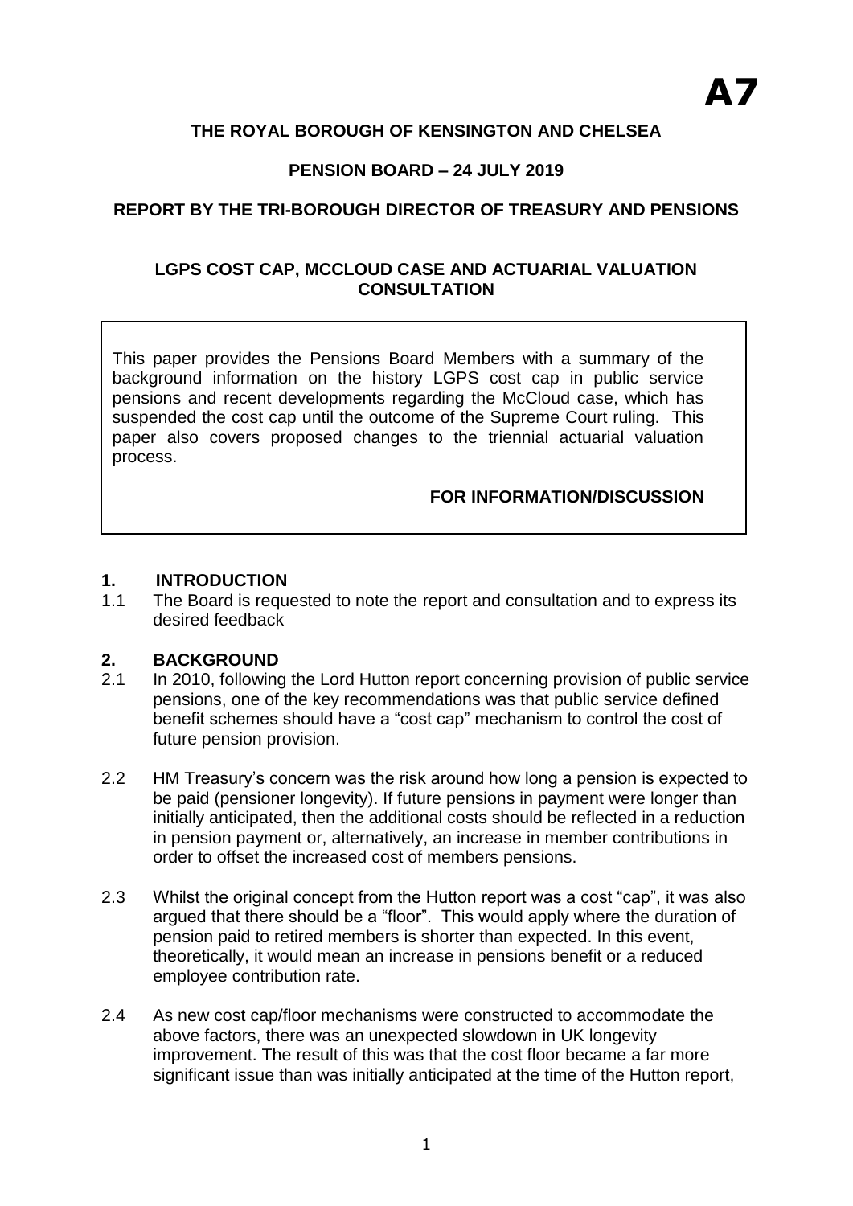**A7**

**THE ROYAL BOROUGH OF KENSINGTON AND CHELSEA**

**PENSION BOARD – 24 JULY 2019**

**REPORT BY THE TRI-BOROUGH DIRECTOR OF TREASURY AND PENSIONS**

**LGPS COST CAP, MCCLOUD CASE AND ACTUARIAL VALUATION CONSULTATION**

This paper provides the Pensions Board Members with a summary of the background information on the history LGPS cost cap in public service pensions and recent developments regarding the McCloud case, which has suspended the cost cap until the outcome of the Supreme Court ruling. This paper also covers proposed changes to the triennial actuarial valuation process.

**FOR INFORMATION/DISCUSSION**

## 1. INTRODUCTION

1.1 The Board is requested to note the report and consultation and to express its desired feedback

## 2. BACKGROUND

2.1 In 2010, following the Lord Hutton report concerning provision of public service pensions, one of the key recommendations was that public service defined benefit schemes should have a "cost cap" mechanism to control the cost of future pension provision.

2.2 HM Treasury's concern was the risk around how long a pension is expected to be paid (pensioner longevity). If future pensions in payment were longer than initially anticipated, then the additional costs should be reflected in a reduction in pension payment or, alternatively, an increase in member contributions in order to offset the increased cost of members pensions.

2.3 Whilst the original concept from the Hutton report was a cost "cap", it was also argued that there should be a "floor". This would apply where the duration of pension paid to retired members is shorter than expected. In this event, theoretically, it would mean an increase in pensions benefit or a reduced employee contribution rate.

2.4 As new cost cap/floor mechanisms were constructed to accommodate the above factors, there was an unexpected slowdown in UK longevity improvement. The result of this was that the cost floor became a far more significant issue than was initially anticipated at the time of the Hutton report,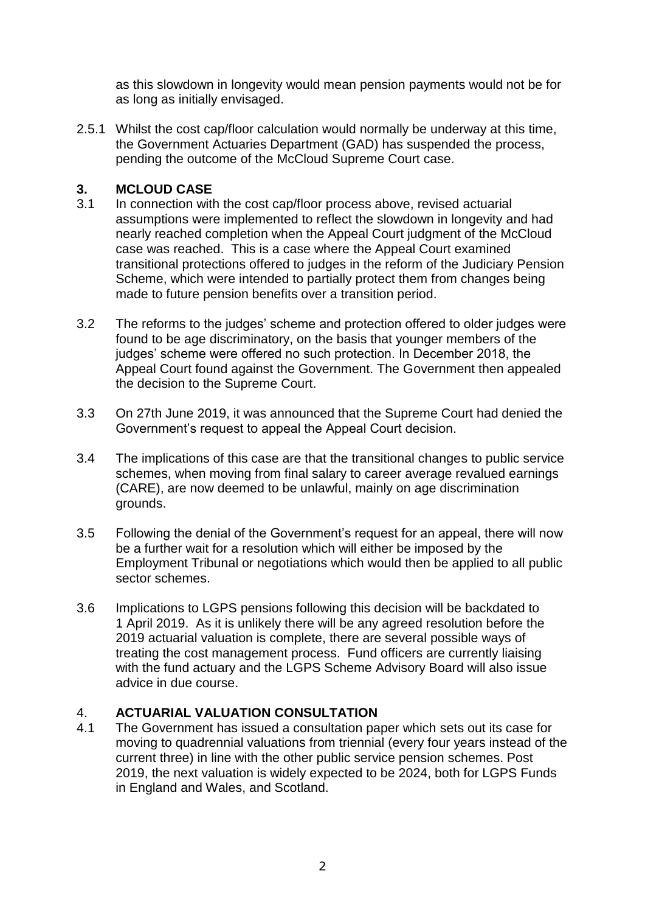as this slowdown in longevity would mean pension payments would not be for as long as initially envisaged.

2.5.1 Whilst the cost cap/floor calculation would normally be underway at this time, the Government Actuaries Department (GAD) has suspended the process, pending the outcome of the McCloud Supreme Court case.

## 3. MCLOUD CASE

3.1 In connection with the cost cap/floor process above, revised actuarial assumptions were implemented to reflect the slowdown in longevity and had nearly reached completion when the Appeal Court judgment of the McCloud case was reached. This is a case where the Appeal Court examined transitional protections offered to judges in the reform of the Judiciary Pension Scheme, which were intended to partially protect them from changes being made to future pension benefits over a transition period.

3.2 The reforms to the judges' scheme and protection offered to older judges were found to be age discriminatory, on the basis that younger members of the judges' scheme were offered no such protection. In December 2018, the Appeal Court found against the Government. The Government then appealed the decision to the Supreme Court.

3.3 On 27th June 2019, it was announced that the Supreme Court had denied the Government's request to appeal the Appeal Court decision.

3.4 The implications of this case are that the transitional changes to public service schemes, when moving from final salary to career average revalued earnings (CARE), are now deemed to be unlawful, mainly on age discrimination grounds.

3.5 Following the denial of the Government's request for an appeal, there will now be a further wait for a resolution which will either be imposed by the Employment Tribunal or negotiations which would then be applied to all public sector schemes.

3.6 Implications to LGPS pensions following this decision will be backdated to 1 April 2019. As it is unlikely there will be any agreed resolution before the 2019 actuarial valuation is complete, there are several possible ways of treating the cost management process. Fund officers are currently liaising with the fund actuary and the LGPS Scheme Advisory Board will also issue advice in due course.

## 4. ACTUARIAL VALUATION CONSULTATION

4.1 The Government has issued a consultation paper which sets out its case for moving to quadrennial valuations from triennial (every four years instead of the current three) in line with the other public service pension schemes. Post 2019, the next valuation is widely expected to be 2024, both for LGPS Funds in England and Wales, and Scotland.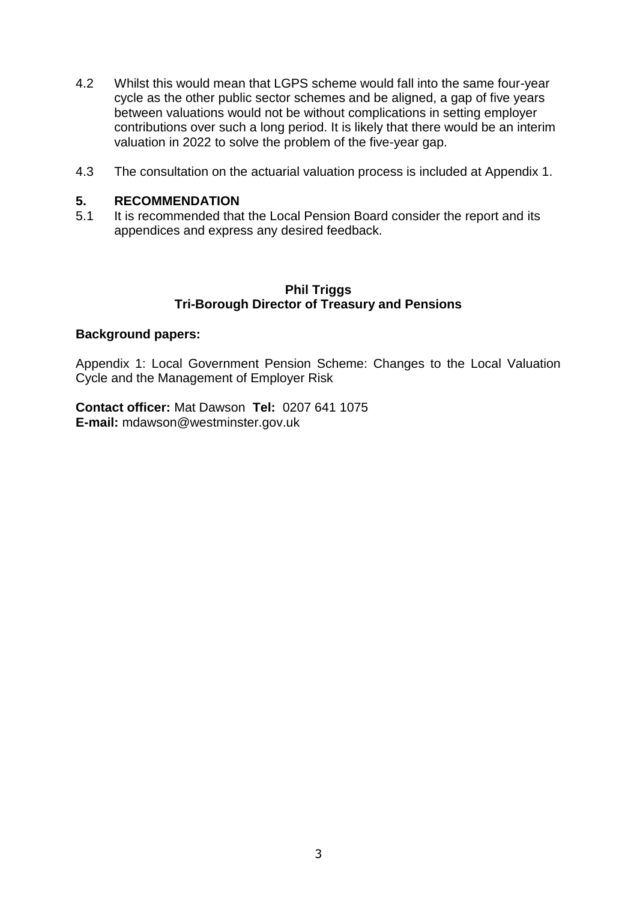4.2 Whilst this would mean that LGPS scheme would fall into the same four-year cycle as the other public sector schemes and be aligned, a gap of five years between valuations would not be without complications in setting employer contributions over such a long period. It is likely that there would be an interim valuation in 2022 to solve the problem of the five-year gap.

4.3 The consultation on the actuarial valuation process is included at Appendix 1.

## 5. RECOMMENDATION

5.1 It is recommended that the Local Pension Board consider the report and its appendices and express any desired feedback.

**Phil Triggs**
**Tri-Borough Director of Treasury and Pensions**

**Background papers:**

Appendix 1: Local Government Pension Scheme: Changes to the Local Valuation Cycle and the Management of Employer Risk

**Contact officer:** Mat Dawson **Tel:** 0207 641 1075
**E-mail:** mdawson@westminster.gov.uk